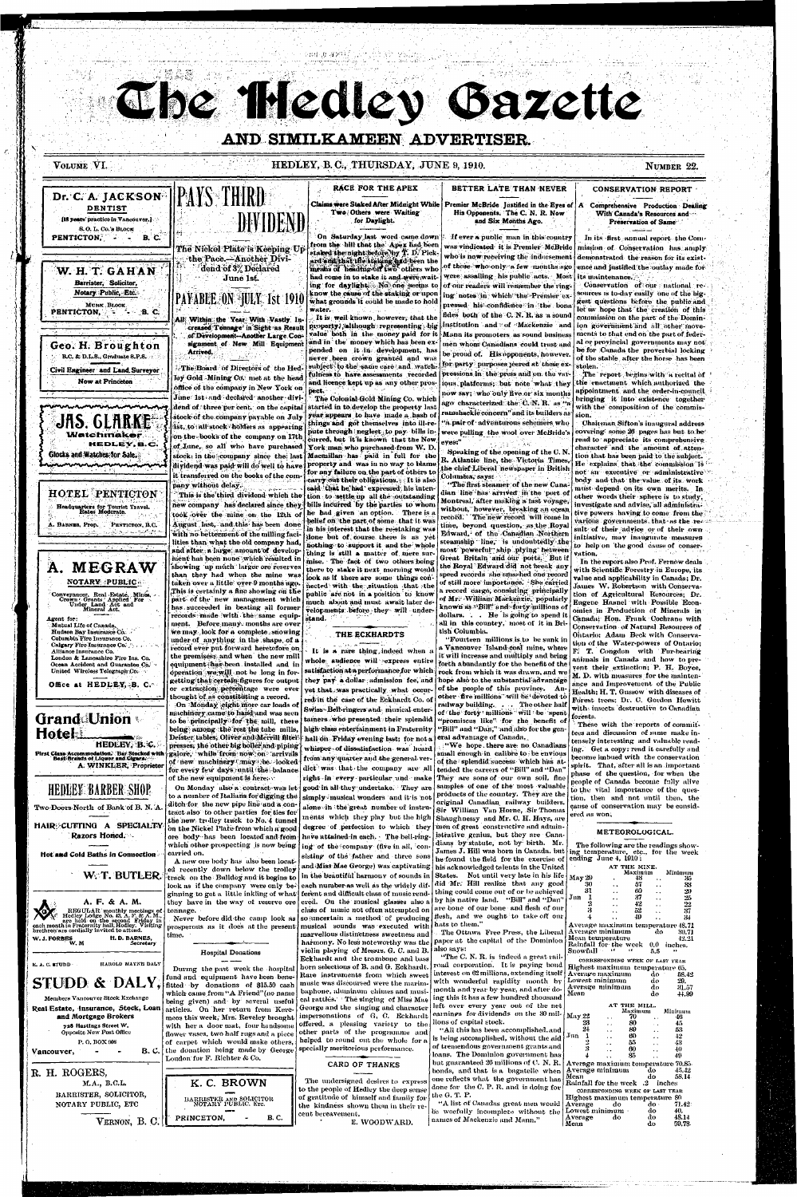# The Hedley Gazette

## AND SIMILKAMEEN ADVERTISER.

VOLUME VI. HEDLEY, B. C., THURSDAY, JUNE 9, 1910. NUMBER 22.

**Dr. C. A. JACKSON**
DENTIST
[18 years' practice in Vancouver.]
S. O. L. Co.'s BLOCK
PENTICTON, - - B. C.

**W. H. T. GAHAN**
Barrister, Solicitor, Notary Public, Etc.
MURK BLOCK
PENTICTON, - - B. C.

**Geo. H. Broughton**
B.C. & D.L.S., Graduate S.P.S.
Civil Engineer and Land Surveyor
Now at Princeton

**JAS. CLARKE**
Watchmaker
HEDLEY, B. C.
Clocks and Watches for Sale.

**HOTEL PENTICTON**
Headquarters for Tourist Travel. Rates Moderate.
A. BARNES, Prop. PENTICTON, B.C.

**A. MEGRAW**
NOTARY PUBLIC
Conveyancer, Real Estate, Mines, Crown Grants Applied For Under Land Act and Mineral Act.

Agent for:
Mutual Life of Canada,
Hudson Bay Insurance Co.
Columbia Fire Insurance Co.
Calgary Fire Insurance Co.
Alliance Insurance Co.
London & Lancashire Fire Ins. Co.
Ocean Accident and Guarantee Co.
United Wireless Telegraph Co.

Office at HEDLEY, B. C.

**Grand Union Hotel**
HEDLEY, B. C.
First Class Accommodation. Bar Stocked with Best Brands of Liquors and Cigars.
A. WINKLER, Proprietor

**HEDLEY BARBER SHOP**
Two Doors North of Bank of B. N. A.
HAIR-CUTTING A SPECIALTY
Razors Honed.
Hot and Cold Baths in Connection
W. T. BUTLER.

**A. F. & A. M.**
REGULAR monthly meetings of Hedley Lodge No. 43, A. F. & A. M., are held on the second Friday in each month in Fraternity hall, Hedley. Visiting brethren are cordially invited to attend.
W. J. FORBES, W. M. H. D. BARNES, Secretary

R. A. C. STUDD HAROLD MAYNE DALY

**STUDD & DALY,**
Members Vancouver Stock Exchange
Real Estate, Insurance, Stock, Loan and Mortgage Brokers
728 Hastings Street W., Opposite New Post Office
P. O. BOX 996
Vancouver, - - B. C.

**R. H. ROGERS,**
M.A., B.C.L.
BARRISTER, SOLICITOR, NOTARY PUBLIC, ETC
VERNON, B. C.

# PAYS THIRD DIVIDEND

### The Nickel Plate is Keeping Up the Pace.—Another Dividend of 3% Declared June 1st.

## PAYABLE ON JULY 1st 1910

### All Within the Year With Vastly Increased Tonnage in Sight as Result of Development—Another Large Consignment of New Mill Equipment Arrived.

The Board of Directors of the Hedley Gold Mining Co. met at the head office of the company in New York on June 1st and declared another dividend of three per cent. on the capital stock of the company payable on July 1st, to all stock holders as appearing on the books of the company on 17th of June, so all who have purchased stock in the company since the last dividend was paid will do well to have it transferred on the books of the company without delay.

This is the third dividend which the new company has declared since they took over the mine on the 12th of August last, and this has been done with no betterment of the milling facilities than what the old company had, and after a large amount of development has been done which resulted in showing up much larger ore reserves than they had when the mine was taken over a little over 9 months ago. This is certainly a fine showing on the part of the new management which has succeeded in beating all former records made with the same equipment. Before many months are over we may look for a complete showing under of anything in the shape of a record ever put forward heretofore on the premises, and when the new mill equipment has been installed and in operation we will not be long in forgetting that certain figures for output or extraction percentage were ever thought of as constituting a record.

On Monday eight more car loads of machinery came to hand and was soon to be principally for the mill, there being among the rest the tube mills, Deister tables, Oliver and Merrill filter presses, the other big boiler and piping galore, while from now on arrivals of new machinery may be looked for every few days until the balance of the new equipment is here.

On Monday also a contract was let to a number of Italians for digging the ditch for the new pipe line and a contract also to other parties for ties for the new trolley track to No. 4 tunnel on the Nickel Plate from which a good ore body has been located and from which other prospecting is now being carried on.

A new ore body has also been located recently down below the trolley track on the Bulldog and it begins to look as if the company were only beginning to get a little inkling of what they have in the way of reserve ore tonnage.

Never before did the camp look as prosperous as it does at the present time.

### Hospital Donations

During the past week the hospital fund and equipment have been benefitted by donations of $15.50 cash which came from "A Friend" (no name being given) and by several useful articles. On her return from Keremeos this week, Mrs. Reveley brought with her a door mat, four handsome flower vases, two half rugs and a piece of carpet which would make cushions, the donation being made by George London for F. Richter & Co.

**K. C. BROWN**
BARRISTER AND SOLICITOR NOTARY PUBLIC, ETC.
PRINCETON, - - B. C.

## RACE FOR THE APEX

### Claims were Staked After Midnight While Two Others were Waiting for Daylight.

On Saturday last word came down from the hill that the Apex had been staked the night before by T. D. Pickard and that the staking had been the means of heading off two others who had come on to stake it and were waiting for daylight. No one seems to know the cause of the staking or upon what grounds it could be made to hold water.

It is well known, however, that the property, although representing big value both in the money paid for it and in the money which has been expended on it in development, has never been crown granted and was subject to the same care and watchfulness to have assessments recorded and licence kept up as any other prospect.

The Colonial Gold Mining Co. which started in to develop the property last year appears to have made a hash of things and got themselves into ill-repute through neglect to pay bills incurred, but it's known that the New York man who purchased from W. D. Macmillan has paid in full for the property and was in no way to blame for any failure on the part of others to carry out their obligations. It is also said that he had expressed his intention to settle up all the outstanding bills incurred by the parties to whom he had given an option. There is a belief on the part of some that it was in his interest that the re-staking was done but of course there is as yet nothing to support it and the whole thing is still a matter of mere surmise. The fact of two others being there to stake it next morning would look as if there are some things connected with the situation that the public are not in a position to know much about and must await later developments before they will understand.

## THE ECKHARDTS

It is a rare thing indeed when a whole audience will express entire satisfaction at a performance for which they pay a dollar admission fee, and yet that was practically what occurred in the case of the Eckhardt Co. of Swiss Bell-ringers and musical entertainers who presented their splendid high class entertainment in Fraternity hall on Friday evening last; for not a whisper of dissatisfaction was heard from any quarter and the general verdict was that the company are all right in every particular and make good in all they undertake. They are simply musical wonders and it's not alone in the great number of instruments which they play but the high degree of perfection to which they have attained in each. The bell-ringing of the company (five in all, consisting of the father and three sons and Miss Mae George) was captivating in the beautiful harmony of sounds in each number as well as the widely different and difficult class of music rendered. On the musical glasses also a class of music not often attempted on so uncertain a method of producing musical sounds was executed with marvellous distinctness sweetness and harmony. No less noteworthy was the violin playing of Messrs. G. C. and B. Eckhardt and the trombone and bass horn selections of B. and G. Eckhardt. Rare instruments from which sweet music was discoursed were the marimbaphone, aluminum chimes and musical rattles. The singing of Miss Mae George and the singing and character impersonations of G. C. Eckhardt offered a pleasing variety to the other parts of the programme and helped to round out the whole for a specially meritorious performance.

### CARD OF THANKS

The undersigned desires to express to the people of Hedley the deep sense of gratitude of himself and family for the kindness shown them in their recent bereavement.

E. WOODWARD.

## BETTER LATE THAN NEVER

### Premier McBride Justified in the Eyes of His Opponents. The C. N. R. Now and Six Months Ago.

If ever a public man in this country was vindicated it is Premier McBride who is now receiving the indorsement of those who only a few months ago were assailing his public acts. Most of our readers will remember the ringing notes in which the Premier expressed his confidence in the bona fides both of the C. N. R. as a sound institution and of Mackenzie and Mann its promoters as sound business men whom Canadians could trust and be proud of. His opponents, however, for party purposes jeered at these expressions in the press and on the various platforms; but note what they now say; who only five or six months ago characterized the C. N. R. as "a ramshackle concern" and its builders as "a pair of adventurous schemers who were pulling the wool over McBride's eyes."

Speaking of the opening of the C. N. R. Atlantic line, the Victoria Times, the chief Liberal newspaper in British Columbia, says:

"The first steamer of the new Canadian line has arrived in the port of Montreal, after making a fast voyage, without, however, breaking an ocean record. The new record will come in time, beyond question, as the Royal Edward, of the Canadian Northern steamship line, is undoubtedly the most powerful ship plying between Great Britain and our ports. But if the Royal Edward did not break any speed records she smashed one record of still more importance. She carried a record cargo, consisting principally of Mr. William Mackenzie, popularly known as "Bill" and forty millions of dollars. . . He is going to spend it all in this country, most of it in British Columbia.

"Fourteen millions is to be sunk in a Vancouver Island coal mine, where it will increase and multiply and bring forth abundantly for the benefit of the rock from which it was drawn, and we hope also to the substantial advantage of the people of this province. Another five millions will be devoted to railway building. . . The other half of the forty millions will be spent "promiscuous like" for the benefit of "Bill" and "Dan," and also for the general advantage of Canada.

"We hope there are no Canadians small enough in calibre to be envious of the splendid success which has attended the careers of "Bill" and "Dan." They are sons of our own soil, fine samples of one of the most valuable products of the country. They are the original Canadian railway builders. Sir William Van Horne, Sir Thomas Shaughnessy and Mr. C. M. Hays, are men of great constructive and administrative genius, but they are Canadians by statute, not by birth. Mr. James J. Hill was born in Canada, but he found the field for the exercise of his acknowledged talents in the United States. Not until very late in his life did Mr. Hill realize that any good thing could come out of or be achieved by his native land. "Bill" and "Dan" are bone of our bone and flesh of our flesh, and we ought to take off our hats to them."

The Ottawa Free Press, the Liberal paper at the capital of the Dominion also says:

"The C. N. R. is indeed a great railroad corporation. It is paying bond interest on 62 millions, extending itself with wonderful rapidity month by month and year by year, and after doing this it has a few hundred thousand left over every year out of the net earnings for dividends on the 30 millions of capital stock.

"All this has been accomplished, and is being accomplished, without the aid of tremendous government grants and loans. The Dominion government has but guaranteed 20 millions of C. N. R. bonds, and that is a bagatelle when one reflects what the government has done for the C. P. R. and is doing for the G. T. P.

"A list of Canada's great men would be woefully incomplete without the names of Mackenzie and Mann."

## CONSERVATION REPORT

### A Comprehensive Production Dealing With Canada's Resources and Preservation of Same

In its first annual report the Commission of Conservation has amply demonstrated the reason for its existence and justified the outlay made for its maintenance.

Conservation of our national resources is to-day easily one of the biggest questions before the public and let us hope that the creation of this commission on the part of the Dominion government and all other movements to that end on the part of federal or provincial governments may not be for Canada the proverbial locking of the stable after the horse has been stolen.

The report begins with a recital of the enactment which authorized the appointment and the order-in-council bringing it into existence together with the composition of the commission.

Chairman Sifton's inaugural address covering some 26 pages has but to be read to appreciate its comprehensive character and the amount of attention that has been paid to the subject. He explains that the commission is not an executive or administrative body and that the value of its work must depend on its own merits. In other words their sphere is to study, investigate and advise, all administrative powers having to come from the various governments that as the result of their advice or of their own initiative, may inaugurate measures to help on the good cause of conservation.

In the report also Prof. Fernow deals with Scientific Forestry in Europe, its value and applicability in Canada; Dr. James W. Robertson with Conservation of Agricultural Resources; Dr. Eugene Haanel with Possible Economies in Production of Minerals in Canada; Hon. Frank Cochrane with Conservation of Natural Resources of Ontario; Adam Beck with Conservation of the Water-powers of Ontario; F. T. Congdon with Fur-bearing animals in Canada and how to prevent their extinction; P. H. Boyce, M. D. with measures for the maintenance and Improvement of the Public Health; H. T. Gussow with diseases of Forest trees; Dr. C. Gordon Hewitt with insects destructive to Canadian forests.

These with the reports of committees and discussion of same make intensely interesting and valuable reading. Get a copy, read it carefully and become imbued with the conservation spirit. That, after all is an important phase of the question, for when the people of Canada become fully alive to the vital importance of the question, then and not until then, the cause of conservation may be considered as won.

## METEOROLOGICAL.

The following are the readings showing temperature, etc., for the week ending June 4, 1910:

AT THE MINE.

| | Maximum | Minimum |
|---|---|---|
| May 29 | 48 | 35 |
| 30 | 57 | 33 |
| 31 | 60 | 29 |
| Jun 1 | 37 | 25 |
| 2 | 49 | 22 |
| 3 | 52 | 37 |
| 4 | 49 | 34 |

Average maximum temperature 48.71
Average minimum do 30.71
Mean temperature 12.21
Rainfall for the week 0.0 inches.
Snowfall " " 3.5 "

CORRESPONDING WEEK OF LAST YEAR
Highest maximum temperature 65.
Average maximum do 58.42
Lowest minimum do 26.
Average minimum do 31.57
Mean do 44.99

AT THE MILL.

| | Maximum | Minimum |
|---|---|---|
| May 22 | 70 | 40 |
| 23 | 80 | 45 |
| 24 | 80 | 53 |
| Jun 1 | 80 | 42 |
| 2 | 55 | 43 |
| 3 | 60 | 40 |
| 4 | 85 | 40 |

Average maximum temperature 70.85
Average minimum do 45.42
Mean do 58.14
Rainfall for the week .2 inches

CORRESPONDING WEEK OF LAST YEAR
Highest maximum temperature 80
Average do 71.42
Lowest minimum do 40.
Average do 48.14
Mean do 59.78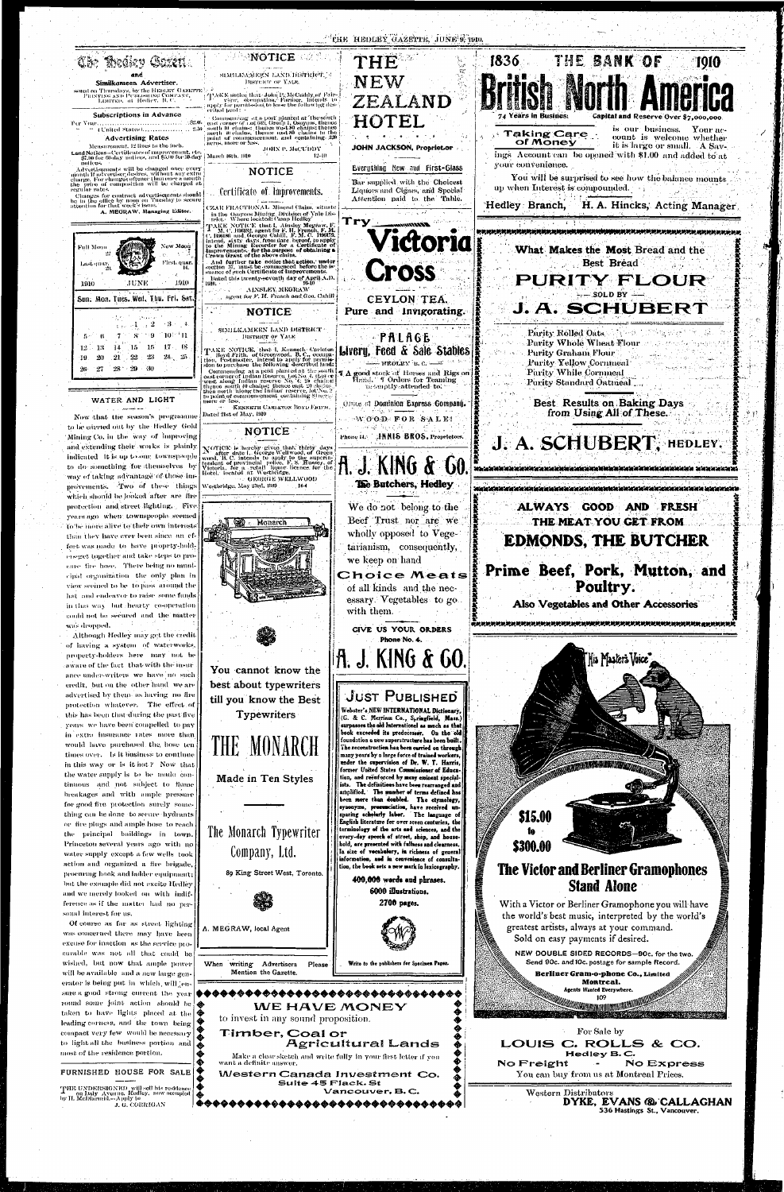# The Hedley Gazette

and

**Similkameen Advertiser.**

Issued on Thursdays, by the HEDLEY GAZETTE PRINTING AND PUBLISHING COMPANY, LIMITED, at Hedley, B. C.

**Subscriptions in Advance**

Per Year ........................ $2.00
" " (United States) ........... 2.50

**Advertising Rates**

Measurement, 12 lines to the inch.

Land Notices—Certificates of improvement, etc. $7.00 for 60-day notices, and $5.00 for 30-day notices.

Advertisements will be changed once every month if advertiser desires, without any extra charge. For changes oftener than once a month the price of composition will be charged at regular rates.

Changes for contract advertisements should be in the office by noon on Tuesday to secure attention for that week's issue.

A. MEGRAW, Managing Editor.

Full Moon 22. New Moon 7. Last quar. 29. First quar. 14.

| 1910 | | | JUNE | | | 1910 |
|---|---|---|---|---|---|---|
| Sun. | Mon. | Tues. | Wed. | Thu. | Fri. | Sat. |
| | | | 1 | 2 | 3 | 4 |
| 5 | 6 | 7 | 8 | 9 | 10 | 11 |
| 12 | 13 | 14 | 15 | 16 | 17 | 18 |
| 19 | 20 | 21 | 22 | 23 | 24 | 25 |
| 26 | 27 | 28 | 29 | 30 | | |

## WATER AND LIGHT

Now that the season's programme to be carried out by the Hedley Gold Mining Co. in the way of improving and extending their works is plainly indicated it is up to our townspeople to do something for themselves by way of taking advantage of these improvements. Two of these things which should be looked after are fire protection and street lighting. Five years ago when townspeople seemed to be more alive to their own interests than they have ever been since an effort was made to have property-holders get together and take steps to procure fire hose. There being no municipal organization the only plan in view seemed to be to pass around the hat and endeavor to raise some funds in this way but hearty co-operation could not be secured and the matter was dropped.

Although Hedley may get the credit of having a system of waterworks, property-holders here may not be aware of the fact that with the insurance under-writers we have no such credit, but on the other hand we are advertised by them as having no fire protection whatever. The effect of this has been that during the past five years we have been compelled to pay in extra insurance rates more than would have purchased the hose ten times over. Is it business to continue in this way or is it not? Now that the water supply is to be made continuous and not subject to flume breakages and with ample pressure for good fire protection surely something can be done to secure hydrants or fire plugs and ample hose to reach the principal buildings in town. Princeton several years ago with no water supply except a few wells took action and organized a fire brigade, procuring hook and ladder equipment; but the example did not excite Hedley and we merely looked on with indifference as if the matter had no personal interest for us.

Of course as far as street lighting was concerned there may have been excuse for inaction as the service procurable was not all that could be wished, but now that ample power will be available and a new large generator is being put in which will ensure a good strong current the year round some joint action should be taken to have lights placed at the leading corners, and the town being compact very few would be necessary to light all the business portion and most of the residence portion.

## FURNISHED HOUSE FOR SALE

THE UNDERSIGNED will sell his residence on Daly Avenue, Hedley, now occupied by H. McDiarmid.—Apply to J. G. CORRIGAN

## NOTICE

SIMILKAMEEN LAND DISTRICT
DISTRICT OF YALE

TAKE notice that John P. McCuddy, of Fairview, occupation, Farmer, intends to apply for permission to lease the following described land:

Commencing at a post planted at the south east corner of Lot 961, Group 1, Osoyoos, thence south 10 chains; thence west 30 chains; thence north 10 chains, thence east 30 chains to the point of commencement, and containing 320 acres, more or less.

JOHN P. McCUDDY

March 30th, 1910 12-10

## NOTICE

### Certificate of Improvements.

CZAR FRACTIONAL Mineral Claim, situate in the Osoyoos Mining Division of Yale District. Where located: Camp Hedley.

TAKE NOTICE that I, Ainsley Megraw, F. M. C. 19802B, agent for F. H. French, F. M. C. 19848B, and George Cahill, F. M. C. 19837B, intend, sixty days from date hereof, to apply to the Mining Recorder for a Certificate of Improvements, for the purpose of obtaining a Crown Grant of the above claim.

And further take notice that action, under section 37, must be commenced before the issuance of such Certificate of Improvements.

Dated this twenty-seventh day of April A.D. 1910. 16-10

AINSLEY MEGRAW
agent for F. H. French and Geo. Cahill

## NOTICE

SIMILKAMEEN LAND DISTRICT
DISTRICT OF YALE

TAKE NOTICE that I, Kenneth Carleton Boyd Frith, of Greenwood, B.C., occupation, Postmaster, intend to apply for permission to purchase the following described lands:

Commencing at a post planted at the south east corner of Indian Reserve, Lot No. 4, thence west along Indian reserve No. 4, 28 chains; thence south 10 chains; thence east 28 chains; thence north along the Indian reserve, lot No. 2 to point of commencement, containing 80 acres more or less.

KENNETH CARLETON BOYD FRITH.

Dated 21st of May, 1910

## NOTICE

NOTICE is hereby given that, thirty days after date I, George Wellwood, of Greenwood, B. C., intends to apply to the superintendent of provincial police, F. S. Hussey, of Victoria, for a retail liquor licence for the Hotel, located at Westbridge.

GEORGE WELLWOOD

Westbridge, May 23rd, 1910 16-4

You cannot know the best about typewriters till you know the Best Typewriters

# THE MONARCH

Made in Ten Styles

The Monarch Typewriter Company, Ltd.

89 King Street West, Toronto.

A. MEGRAW, local Agent

When writing Advertisers Please Mention the Gazette.

# THE NEW ZEALAND HOTEL

**JOHN JACKSON, Proprietor**

**Everything New and First-Class**

Bar supplied with the Choicest Liquors and Cigars, and Special Attention paid to the Table.

Try **Victoria Cross** CEYLON TEA.
**Pure and Invigorating.**

## PALACE
## Livery, Feed & Sale Stables

HEDLEY B. C.

¶ A good stock of Horses and Rigs on Hand. ¶ Orders for Teaming promptly attended to.

Office of Dominion Express Company.

WOOD FOR SALE!

Phone 11. INNIS BROS. Proprietors.

# A. J. KING & CO.
**The Butchers, Hedley**

We do not belong to the Beef Trust nor are we wholly opposed to Vegetarianism, consequently, we keep on hand **Choice Meats** of all kinds and the necessary Vegetables to go with them.

**GIVE US YOUR ORDERS**
**Phone No. 4.**

# A. J. KING & CO.

## JUST PUBLISHED

**Webster's NEW INTERNATIONAL Dictionary, (G. & C. Merriam Co., Springfield, Mass.)** surpasses the old International as much as that book exceeded its predecessor. On the old foundation a new superstructure has been built. The reconstruction has been carried on through many years by a large force of trained workers, under the supervision of Dr. W. T. Harris, former United States Commissioner of Education, and reinforced by many eminent specialists. The definitions have been rearranged and amplified. The number of terms defined has been more than doubled. The etymology, synonyms, pronunciation, have received unsparing scholarly labor. The language of English literature for over seven centuries, the terminology of the arts and sciences, and the every-day speech of street, shop, and household, are presented with fullness and clearness. In size of vocabulary, in richness of general information, and in convenience of consultation, the book sets a new mark in lexicography.

**400,000 words and phrases.**
**6000 illustrations.**
**2700 pages.**

Write to the publishers for Specimen Pages.

# WE HAVE MONEY

to invest in any sound proposition.

**Timber, Coal or Agricultural Lands**

Make a clear sketch and write fully in your first letter if you want a definite answer.

**Western Canada Investment Co.**
**Suite 45 Flack. St**
**Vancouver, B. C.**

1836 THE BANK OF 1910

# British North America

74 Years in Business | Capital and Reserve Over $7,000,000

**Taking Care of Money** is our business. Your account is welcome whether it is large or small. A Savings Account can be opened with $1.00 and added to at your convenience.

You will be surprised to see how the balance mounts up when Interest is compounded.

Hedley Branch, H. A. Hincks, Acting Manager

What Makes the Most Bread and the Best Bread

# PURITY FLOUR

— SOLD BY —

# J. A. SCHUBERT

- Purity Rolled Oats
- Purity Whole Wheat Flour
- Purity Graham Flour
- Purity Yellow Cornmeal
- Purity White Cornmeal
- Purity Standard Oatmeal

Best Results on Baking Days from Using All of These.

# J. A. SCHUBERT, HEDLEY.

ALWAYS GOOD AND FRESH THE MEAT YOU GET FROM

# EDMONDS, THE BUTCHER

**Prime Beef, Pork, Mutton, and Poultry.**

**Also Vegetables and Other Accessories**

His Master's Voice

**$15.00 to $300.00**

## The Victor and Berliner Gramophones Stand Alone

With a Victor or Berliner Gramophone you will have the world's best music, interpreted by the world's greatest artists, always at your command. Sold on easy payments if desired.

NEW DOUBLE SIDED RECORDS—90c. for the two. Send 90c. and 10c. postage for sample Record.

**Berliner Gram-o-phone Co., Limited**
**Montreal.**
Agents Wanted Everywhere.
109

For Sale by

**LOUIS C. ROLLS & CO.**
**Hedley B.C.**

**No Freight - No Express**

You can buy from us at Montreal Prices.

Western Distributors
**DYKE, EVANS & CALLAGHAN**
536 Hastings St., Vancouver.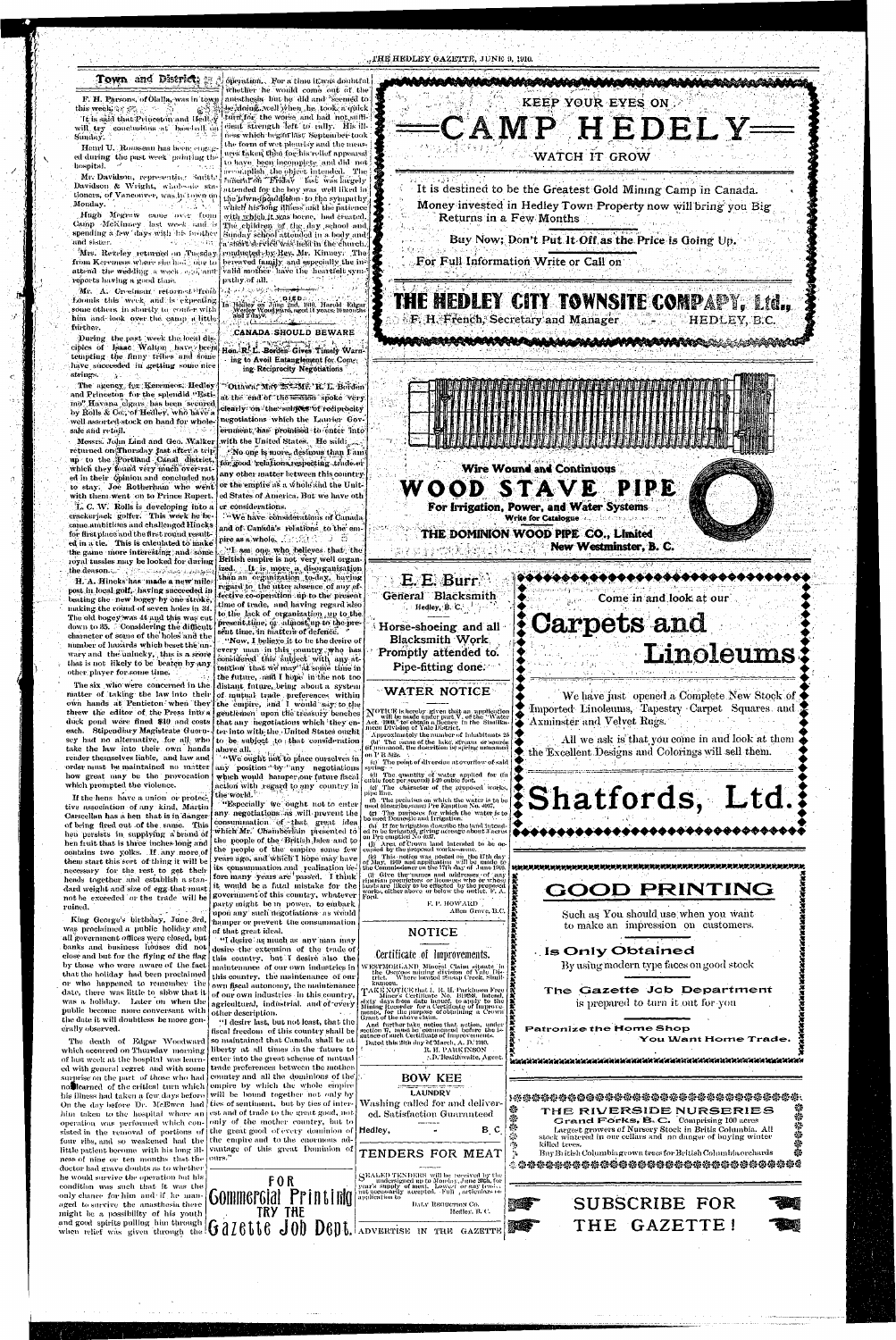## Town and District

F. H. Parsons, of Olalla, was in town this week.

It is said that Princeton and Hedley will try conclusions at baseball on Sunday.

Henri U. Rousseau has been engaged during the past week painting the hospital.

Mr. Davidson, representing Smith, Davidson & Wright, wholesale stationers, of Vancouver, was in town on Monday.

Hugh Megraw came over from Camp McKinney last week and is spending a few days with his brother and sister.

Mrs. Revely returned on Tuesday from Keremeos where she had gone to attend the wedding a week ago, and reports having a good time.

Mr. A. Creelman returned from Loomis this week, and is expecting some others in shortly to confer with him and look over the camp a little further.

During the past week the local disciples of Isaac Walton have been tempting the finny tribes and some have succeeded in getting some nice strings.

The agency for Keremeos, Hedley and Princeton for the splendid "Eskimo" Havana cigars has been secured by Rolls & Co., of Hedley, who have a well assorted stock on hand for wholesale and retail.

Messrs. John Lind and Geo. Walker returned on Thursday last after a trip up the Portland Canal district, which they found very much over-rated in their opinion and concluded not to stay. Joe Rotherham who went with them went on to Prince Rupert.

L. C. W. Rolls is developing into a crackerjack golfer. This week he became ambitious and challenged Hincks for first place and the first round resulted in a tie. This is calculated to make the game more interesting and some royal tussles may be looked for during the season.

H. A. Hincks has made a new mile-post in local golf, having succeeded in beating the new bogey by one stroke, making the round of seven holes in 34. The old bogey was 44 and this was cut down to 35. Considering the difficult character of some of the holes and the number of hazards which beset the unwary and the unlucky, this is a score that is not likely to be beaten by any other player for some time.

The six who were concerned in the matter of taking the law into their own hands at Penticton when they threw the editor of the Press into a duck pond were fined $10 and costs each. Stipendiary Magistrate Guernsey had no alternative, for all who take the law into their own hands render themselves liable, and law and order must be maintained no matter how great may be the provocation which prompted the violence.

If the hens have a union or protective association of any kind, Martin Carscellen has a hen that is in danger of being fired out of the same. This hen persists in supplying a brand of hen fruit that is three inches long and contains two yolks. If any more of them start this sort of thing it will be necessary for the rest to get their heads together and establish a standard weight and size of egg that must not be exceeded or the trade will be ruined.

King George's birthday, June 3rd, was proclaimed a public holiday and all government offices were closed, but banks and business houses did not close and but for the flying of the flag by those who were aware of the fact that the holiday had been proclaimed or who happened to remember the date, there was little to show that it was a holiday. Later on when the public become more conversant with the date it will doubtless be more generally observed.

The death of Edgar Woodward which occurred on Thursday morning of last week at the hospital was learned of with general regret and with some surprise on the part of those who had not learned of the critical turn which his illness had taken a few days before. On the day before Dr. McEwen had him taken to the hospital where an operation was performed which consisted in the removal of portions of four ribs, and so weakened had the little patient become with his long illness of nine or ten months that the doctor had grave doubts as to whether he would survive the operation but his condition was such that it was the only chance for him and if he managed to survive the anesthesia there might be a possibility of his youth and good spirits pulling him through when relief was given through the operation. For a time it was doubtful whether he would come out of the anesthesia but he did and seemed to be doing well when he took a quick turn for the worse and had not sufficient strength left to rally. His illness which began last September took the form of wet pleurisy and the measures taken then for his relief appeared to have been incomplete and did not accomplish the object intended. The funeral on Friday last was largely attended for the boy was well liked in the neighborhood, owing to the sympathy which his long illness and the patience with which it was borne, had created. The children of the day school and Sunday school attended in a body and a short service was held in the church, conducted by Rev. Mr. Kinney. The bereaved family and especially the invalid mother have the heartfelt sympathy of all.

### DIED

In Hedley on June 2nd, 1910, Harold Edgar Woodward, aged 11 years, 10 months and 2 days.

## CANADA SHOULD BEWARE

### Hon. R. L. Borden Gives Timely Warning to Avoid Entanglement for Coming Reciprocity Negotiations

Ottawa, May 28.—Mr. R. L. Borden at the end of the session spoke very clearly on the subject of reciprocity negotiations which the Laurier Government has promised to enter into with the United States. He said:

"No one is more desirous than I am for good relations respecting trade or any other matter between this country or the empire as a whole and the United States of America. But we have other considerations.

"We have considerations of Canada and of Canada's relations to the empire as a whole.

"I am one who believes that the British empire is not very well organized. It is more a disorganization than an organization to-day, having regard to the utter absence of any effective co-operation up to the present time of trade, and having regard also to the lack of organization up to the present time, or almost up to the present time, in matters of defence.

"Now, I believe it to be the desire of every man in this country who has considered this subject with any attention that we may at some time in the future, and I hope in the not too distant future, bring about a system of mutual trade preferences within the empire, and I would say to the gentlemen upon the treasury benches that any negotiations which they enter into with the United States ought to be subject to that consideration above all.

"We ought not to place ourselves in any position by any negotiations which would hamper our future fiscal action with regard to any country in the world.

"Especially we ought not to enter any negotiations as will prevent the consummation of that great idea which Mr. Chamberlain presented to the people of the British Isles and to the people of the empire some few years ago, and which I hope may have its consummation and realization before many years are passed. I think it would be a fatal mistake for the government of this country, whatever party might be in power, to embark upon any such negotiations as would hamper or prevent the consummation of that great idea.

"I desire as much as any man may desire the extension of the trade of this country, but I desire also the maintenance of our own industries in this country, the maintenance of our own fiscal autonomy, the maintenance of our own industries in this country, agricultural, industrial, and of every other description.

"I desire last, but not least, that the fiscal freedom of this country shall be so maintained that Canada shall be at liberty at all times in the future to enter into the great scheme of mutual trade preferences between the mother country and all the dominions of the empire by which the whole empire will be bound together not only by ties of sentiment, but by ties of interest and of trade to the great good, not only of the mother country, but to the great good of every dominion of the empire and to the enormous advantage of this great Dominion of ours."

FOR
**Commercial Printing**
TRY THE
**Gazette Job Dept.**

---

KEEP YOUR EYES ON

# CAMP HEDLEY

WATCH IT GROW

It is destined to be the Greatest Gold Mining Camp in Canada.

Money invested in Hedley Town Property now will bring you Big Returns in a Few Months

Buy Now; Don't Put It Off as the Price is Going Up.

For Full Information Write or Call on

## THE HEDLEY CITY TOWNSITE COMPANY, Ltd.,

F. H. French, Secretary and Manager HEDLEY, B.C.

---

Wire Wound and Continuous

# WOOD STAVE PIPE

**For Irrigation, Power, and Water Systems**

Write for Catalogue

THE DOMINION WOOD PIPE CO., Limited
New Westminster, B. C.

---

## E. E. Burr

General Blacksmith
Hedley, B. C.

Horse-shoeing and all Blacksmith Work Promptly attended to. Pipe-fitting done.

---

## WATER NOTICE

NOTICE is hereby given that an application will be made under part V. of the "Water Act, 1909," to obtain a licence in the Similkameen Division of Yale District.

(a) The name, address and occupation of the applicant.... Approximately the number of inhabitants 25.

(b) The name of the lake, stream or source (if unnamed, the description is) spring unnamed on T P Site.

(c) The point of diversion at overflow of said spring.

(d) The quantity of water applied for (in cubic feet per second) 1-20 cubic foot.

(e) The character of the proposed works, pipe line.

(f) The premises on which the water is to be used (describe same) Pre Emption No. 4037.

(g) The purposes for which the water is to be used Domestic and Irrigation.

(h) If for irrigation describe the land intended to be irrigated, giving acreage about 3 acres on Pre emption No 4037.

(j) Area of Crown land intended to be occupied by the proposed works—none.

(k) This notice was posted on the 17th day of May, 1910 and application will be made to the Commissioner on the 17th day of June 1910.

(l) Give the names and addresses of any riparian proprietors or licensees who or whose lands are likely to be affected by the proposed works, either above or below the outlet. F. A. Ford.

F. P. HOWARD
Allen Grove, B.C.

---

## NOTICE

### Certificate of Improvements.

WESTMORLAND Mineral Claim situate in the Osoyoos mining division of Yale District. Where located Sinsap Creek, Similkameen.

TAKE NOTICE that I, R. H. Parkinson Free Miner's Certificate No. B18258, intend, sixty days from date hereof, to apply to the Mining Recorder for a Certificate of Improvements, for the purpose of obtaining a Crown Grant of the above claim.

And further take notice that action, under section 37, must be commenced before the issuance of such Certificate of Improvements.

Dated this 28th day of March, A. D. 1910.

R. H. PARKINSON
D. Braithwaite, Agent.

---

## BOW KEE

LAUNDRY

Washing called for and delivered. Satisfaction Guaranteed

Hedley, B. C.

---

## TENDERS FOR MEAT

SEALED TENDERS will be received by the undersigned up to Monday, June 20th, for year's supply of meat. Lowest or any tender not necessarily accepted. Full particulars on application to

DALY REDUCTION CO.
Hedley, B. C.

ADVERTISE IN THE GAZETTE

---

Come in and look at our

# Carpets and Linoleums

We have just opened a Complete New Stock of Imported Linoleums, Tapestry Carpet Squares and Axminster and Velvet Rugs.

All we ask is that you come in and look at them the Excellent Designs and Colorings will sell them.

# Shatfords, Ltd.

---

## GOOD PRINTING

Such as You should use when you want to make an impression on customers.

**Is Only Obtained**

By using modern type faces on good stock

**The Gazette Job Department** is prepared to turn it out for you

**Patronize the Home Shop**
**You Want Home Trade.**

---

## THE RIVERSIDE NURSERIES

**Grand Forks, B. C.** Comprising 100 acres

Largest growers of Nursery Stock in British Columbia. All stock wintered in our cellars and no danger of buying winter killed trees.

Buy British Columbia grown trees for British Columbia orchards

---

# SUBSCRIBE FOR THE GAZETTE!